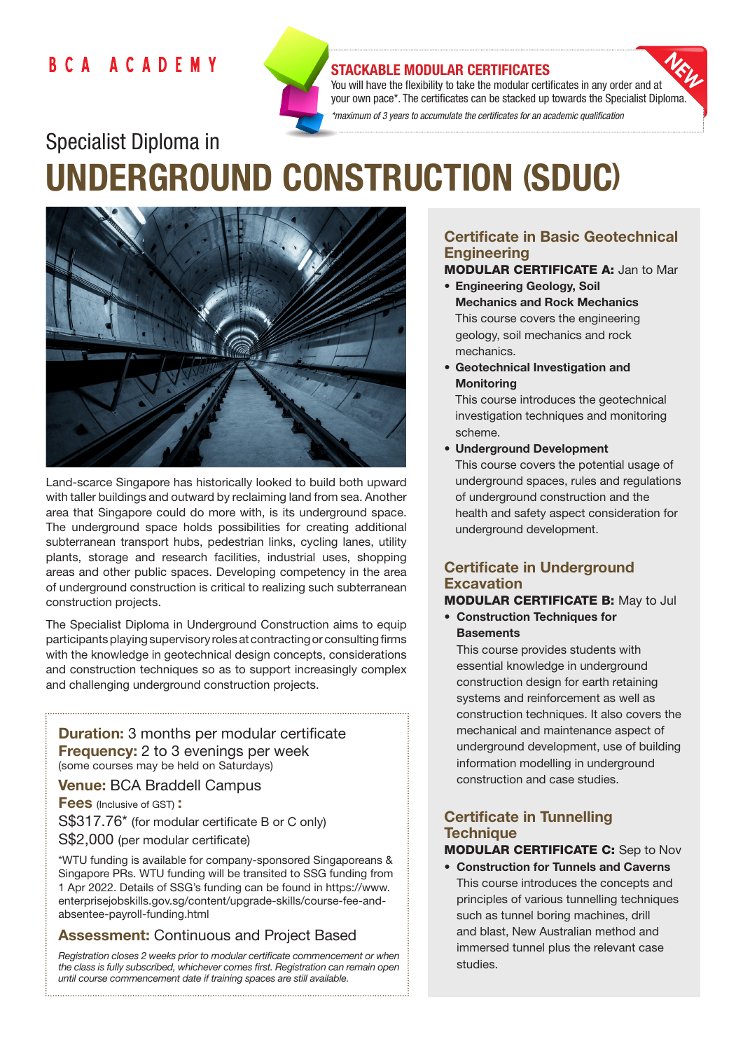BCA ACADEMY

**STACKABLE MODULAR CERTIFICATES**

You will have the flexibility to take the modular certificates in any order and at your own pace*. The certificates can be stacked up towards the Specialist Diploma.

*\*maximum of 3 years to accumulate the certificates for an academic qualification*

NEW

## Specialist Diploma in

# UNDERGROUND CONSTRUCTION (SDUC)

Land-scarce Singapore has historically looked to build both upward with taller buildings and outward by reclaiming land from sea. Another area that Singapore could do more with, is its underground space. The underground space holds possibilities for creating additional subterranean transport hubs, pedestrian links, cycling lanes, utility plants, storage and research facilities, industrial uses, shopping areas and other public spaces. Developing competency in the area of underground construction is critical to realizing such subterranean construction projects.

The Specialist Diploma in Underground Construction aims to equip participants playing supervisory roles at contracting or consulting firms with the knowledge in geotechnical design concepts, considerations and construction techniques so as to support increasingly complex and challenging underground construction projects.

**Duration:** 3 months per modular certificate

**Frequency:** 2 to 3 evenings per week (some courses may be held on Saturdays)

**Venue:** BCA Braddell Campus

**Fees** (Inclusive of GST) **:**

S$317.76* (for modular certificate B or C only)

S$2,000 (per modular certificate)

*WTU funding is available for company-sponsored Singaporeans & Singapore PRs. WTU funding will be transited to SSG funding from 1 Apr 2022. Details of SSG's funding can be found in https://www.enterprisejobskills.gov.sg/content/upgrade-skills/course-fee-and-absentee-payroll-funding.html

**Assessment:** Continuous and Project Based

*Registration closes 2 weeks prior to modular certificate commencement or when the class is fully subscribed, whichever comes first. Registration can remain open until course commencement date if training spaces are still available.*

### Certificate in Basic Geotechnical Engineering

**MODULAR CERTIFICATE A:** Jan to Mar

- **Engineering Geology, Soil Mechanics and Rock Mechanics**
  This course covers the engineering geology, soil mechanics and rock mechanics.
- **Geotechnical Investigation and Monitoring**
  This course introduces the geotechnical investigation techniques and monitoring scheme.
- **Underground Development**
  This course covers the potential usage of underground spaces, rules and regulations of underground construction and the health and safety aspect consideration for underground development.

### Certificate in Underground Excavation

**MODULAR CERTIFICATE B:** May to Jul

- **Construction Techniques for Basements**
  This course provides students with essential knowledge in underground construction design for earth retaining systems and reinforcement as well as construction techniques. It also covers the mechanical and maintenance aspect of underground development, use of building information modelling in underground construction and case studies.

### Certificate in Tunnelling Technique

**MODULAR CERTIFICATE C:** Sep to Nov

- **Construction for Tunnels and Caverns**
  This course introduces the concepts and principles of various tunnelling techniques such as tunnel boring machines, drill and blast, New Australian method and immersed tunnel plus the relevant case studies.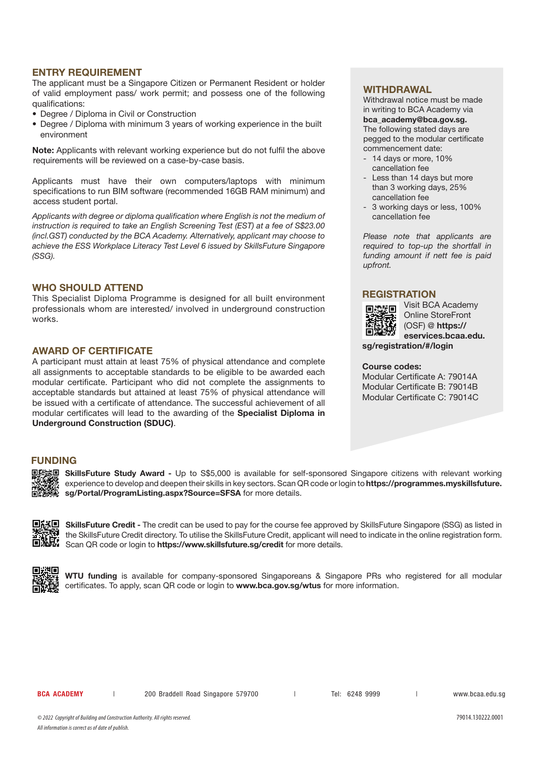## ENTRY REQUIREMENT

The applicant must be a Singapore Citizen or Permanent Resident or holder of valid employment pass/ work permit; and possess one of the following qualifications:

- Degree / Diploma in Civil or Construction
- Degree / Diploma with minimum 3 years of working experience in the built environment

**Note:** Applicants with relevant working experience but do not fulfil the above requirements will be reviewed on a case-by-case basis.

Applicants must have their own computers/laptops with minimum specifications to run BIM software (recommended 16GB RAM minimum) and access student portal.

*Applicants with degree or diploma qualification where English is not the medium of instruction is required to take an English Screening Test (EST) at a fee of S$23.00 (incl.GST) conducted by the BCA Academy. Alternatively, applicant may choose to achieve the ESS Workplace Literacy Test Level 6 issued by SkillsFuture Singapore (SSG).*

## WHO SHOULD ATTEND

This Specialist Diploma Programme is designed for all built environment professionals whom are interested/ involved in underground construction works.

## AWARD OF CERTIFICATE

A participant must attain at least 75% of physical attendance and complete all assignments to acceptable standards to be eligible to be awarded each modular certificate. Participant who did not complete the assignments to acceptable standards but attained at least 75% of physical attendance will be issued with a certificate of attendance. The successful achievement of all modular certificates will lead to the awarding of the **Specialist Diploma in Underground Construction (SDUC)**.

## WITHDRAWAL

Withdrawal notice must be made in writing to BCA Academy via **bca_academy@bca.gov.sg.** The following stated days are pegged to the modular certificate commencement date:

- 14 days or more, 10% cancellation fee
- Less than 14 days but more than 3 working days, 25% cancellation fee
- 3 working days or less, 100% cancellation fee

*Please note that applicants are required to top-up the shortfall in funding amount if nett fee is paid upfront.*

## REGISTRATION

Visit BCA Academy Online StoreFront (OSF) @ **https://eservices.bcaa.edu.sg/registration/#/login**

**Course codes:**
Modular Certificate A: 79014A
Modular Certificate B: 79014B
Modular Certificate C: 79014C

## FUNDING

**SkillsFuture Study Award -** Up to S$5,000 is available for self-sponsored Singapore citizens with relevant working experience to develop and deepen their skills in key sectors. Scan QR code or login to **https://programmes.myskillsfuture.sg/Portal/ProgramListing.aspx?Source=SFSA** for more details.

**SkillsFuture Credit -** The credit can be used to pay for the course fee approved by SkillsFuture Singapore (SSG) as listed in the SkillsFuture Credit directory. To utilise the SkillsFuture Credit, applicant will need to indicate in the online registration form. Scan QR code or login to **https://www.skillsfuture.sg/credit** for more details.

**WTU funding** is available for company-sponsored Singaporeans & Singapore PRs who registered for all modular certificates. To apply, scan QR code or login to **www.bca.gov.sg/wtus** for more information.

**BCA ACADEMY** | 200 Braddell Road Singapore 579700 | Tel: 6248 9999 | www.bcaa.edu.sg

*© 2022 Copyright of Building and Construction Authority. All rights reserved.*
*All information is correct as of date of publish.*

79014.130222.0001